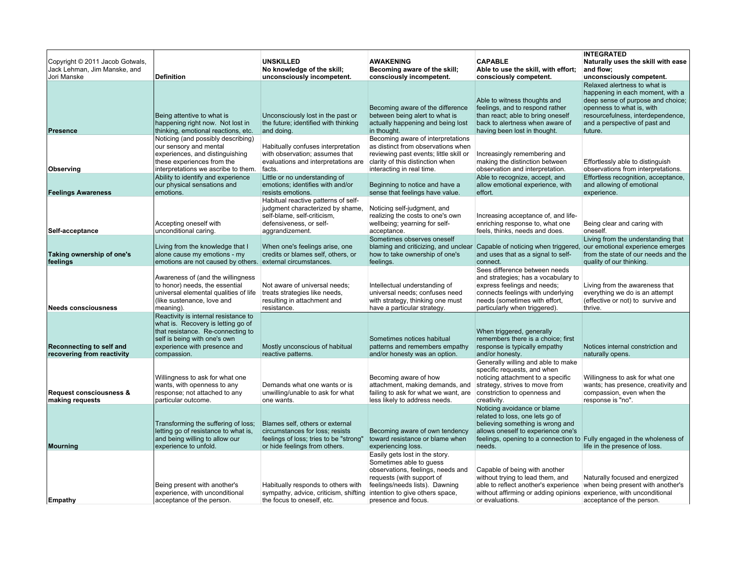| Copyright © 2011 Jacob Gotwals, Jack Lehman, Jim Manske, and Jori Manske | Definition | UNSKILLED No knowledge of the skill; unconsciously incompetent. | AWAKENING Becoming aware of the skill; consciously incompetent. | CAPABLE Able to use the skill, with effort; consciously competent. | INTEGRATED Naturally uses the skill with ease and flow; unconsciously competent. |
|---|---|---|---|---|---|
| **Presence** | Being attentive to what is happening right now. Not lost in thinking, emotional reactions, etc. | Unconsciously lost in the past or the future; identified with thinking and doing. | Becoming aware of the difference between being alert to what is actually happening and being lost in thought. | Able to witness thoughts and feelings, and to respond rather than react; able to bring oneself back to alertness when aware of having been lost in thought. | Relaxed alertness to what is happening in each moment, with a deep sense of purpose and choice; openness to what is, with resourcefulness, interdependence, and a perspective of past and future. |
| **Observing** | Noticing (and possibly describing) our sensory and mental experiences, and distinguishing these experiences from the interpretations we ascribe to them. | Habitually confuses interpretation with observation; assumes that evaluations and interpretations are facts. | Becoming aware of interpretations as distinct from observations when reviewing past events; little skill or clarity of this distinction when interacting in real time. | Increasingly remembering and making the distinction between observation and interpretation. | Effortlessly able to distinguish observations from interpretations. |
| **Feelings Awareness** | Ability to identify and experience our physical sensations and emotions. | Little or no understanding of emotions; identifies with and/or resists emotions. | Beginning to notice and have a sense that feelings have value. | Able to recognize, accept, and allow emotional experience, with effort. | Effortless recognition, acceptance, and allowing of emotional experience. |
| **Self-acceptance** | Accepting oneself with unconditional caring. | Habitual reactive patterns of self-judgment characterized by shame, self-blame, self-criticism, defensiveness, or self-aggrandizement. | Noticing self-judgment, and realizing the costs to one's own wellbeing; yearning for self-acceptance. | Increasing acceptance of, and life-enriching response to, what one feels, thinks, needs and does. | Being clear and caring with oneself. |
| **Taking ownership of one's feelings** | Living from the knowledge that I alone cause my emotions - my emotions are not caused by others. | When one's feelings arise, one credits or blames self, others, or external circumstances. | Sometimes observes oneself blaming and criticizing, and unclear how to take ownership of one's feelings. | Capable of noticing when triggered, and uses that as a signal to self-connect. | Living from the understanding that our emotional experience emerges from the state of our needs and the quality of our thinking. |
| **Needs consciousness** | Awareness of (and the willingness to honor) needs, the essential universal elemental qualities of life (like sustenance, love and meaning). | Not aware of universal needs; treats strategies like needs, resulting in attachment and resistance. | Intellectual understanding of universal needs; confuses need with strategy, thinking one must have a particular strategy. | Sees difference between needs and strategies; has a vocabulary to express feelings and needs; connects feelings with underlying needs (sometimes with effort, particularly when triggered). | Living from the awareness that everything we do is an attempt (effective or not) to survive and thrive. |
| **Reconnecting to self and recovering from reactivity** | Reactivity is internal resistance to what is. Recovery is letting go of that resistance. Re-connecting to self is being with one's own experience with presence and compassion. | Mostly unconscious of habitual reactive patterns. | Sometimes notices habitual patterns and remembers empathy and/or honesty was an option. | When triggered, generally remembers there is a choice; first response is typically empathy and/or honesty. | Notices internal constriction and naturally opens. |
| **Request consciousness & making requests** | Willingness to ask for what one wants, with openness to any response; not attached to any particular outcome. | Demands what one wants or is unwilling/unable to ask for what one wants. | Becoming aware of how attachment, making demands, and failing to ask for what we want, are less likely to address needs. | Generally willing and able to make specific requests, and when noticing attachment to a specific strategy, strives to move from constriction to openness and creativity. | Willingness to ask for what one wants; has presence, creativity and compassion, even when the response is "no". |
| **Mourning** | Transforming the suffering of loss; letting go of resistance to what is, and being willing to allow our experience to unfold. | Blames self, others or external circumstances for loss; resists feelings of loss; tries to be "strong" or hide feelings from others. | Becoming aware of own tendency toward resistance or blame when experiencing loss. | Noticing avoidance or blame related to loss, one lets go of believing something is wrong and allows oneself to experience one's feelings, opening to a connection to needs. | Fully engaged in the wholeness of life in the presence of loss. |
| **Empathy** | Being present with another's experience, with unconditional acceptance of the person. | Habitually responds to others with sympathy, advice, criticism, shifting the focus to oneself, etc. | Easily gets lost in the story. Sometimes able to guess observations, feelings, needs and requests (with support of feelings/needs lists). Dawning intention to give others space, presence and focus. | Capable of being with another without trying to lead them, and able to reflect another's experience without affirming or adding opinions or evaluations. | Naturally focused and energized when being present with another's experience, with unconditional acceptance of the person. |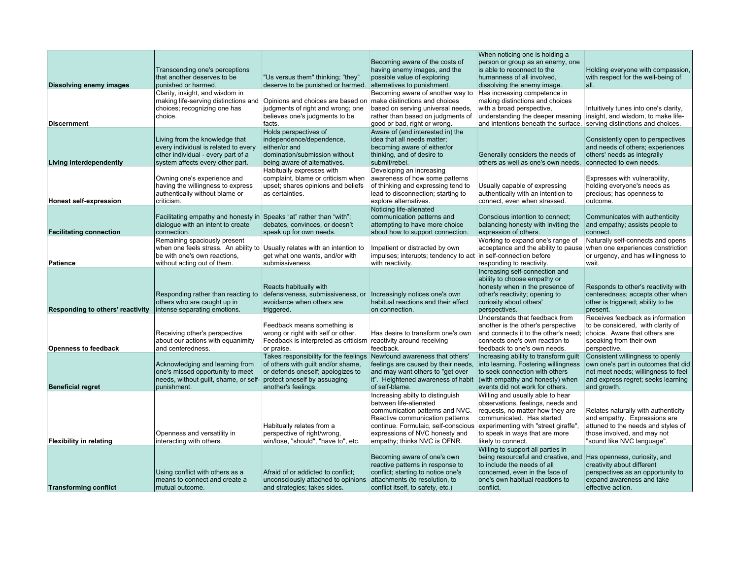| | | | | | |
|---|---|---|---|---|---|
| **Dissolving enemy images** | Transcending one's perceptions that another deserves to be punished or harmed. | "Us versus them" thinking; "they" deserve to be punished or harmed. | Becoming aware of the costs of having enemy images, and the possible value of exploring alternatives to punishment. | When noticing one is holding a person or group as an enemy, one is able to reconnect to the humanness of all involved, dissolving the enemy image. | Holding everyone with compassion, with respect for the well-being of all. |
| **Discernment** | Clarity, insight, and wisdom in making life-serving distinctions and choices; recognizing one has choice. | Opinions and choices are based on judgments of right and wrong; one believes one's judgments to be facts. | Becoming aware of another way to make distinctions and choices based on serving universal needs, rather than based on judgments of good or bad, right or wrong. | Has increasing competence in making distinctions and choices with a broad perspective, understanding the deeper meaning and intentions beneath the surface. | Intuitively tunes into one's clarity, insight, and wisdom, to make life-serving distinctions and choices. |
| **Living interdependently** | Living from the knowledge that every individual is related to every other individual - every part of a system affects every other part. | Holds perspectives of independence/dependence, either/or and domination/submission without being aware of alternatives. | Aware of (and interested in) the idea that all needs matter; becoming aware of either/or thinking, and of desire to submit/rebel. | Generally considers the needs of others as well as one's own needs. | Consistently open to perspectives and needs of others; experiences others' needs as integrally connected to own needs. |
| **Honest self-expression** | Owning one's experience and having the willingness to express authentically without blame or criticism. | Habitually expresses with complaint, blame or criticism when upset; shares opinions and beliefs as certainties. | Developing an increasing awareness of how some patterns of thinking and expressing tend to lead to disconnection; starting to explore alternatives. | Usually capable of expressing authentically with an intention to connect, even when stressed. | Expresses with vulnerability, holding everyone's needs as precious; has openness to outcome. |
| **Facilitating connection** | Facilitating empathy and honesty in dialogue with an intent to create connection. | Speaks "at" rather than "with"; debates, convinces, or doesn't speak up for own needs. | Noticing life-alienated communication patterns and attempting to have more choice about how to support connection. | Conscious intention to connect; balancing honesty with inviting the expression of others. | Communicates with authenticity and empathy; assists people to connect. |
| **Patience** | Remaining spaciously present when one feels stress. An ability to be with one's own reactions, without acting out of them. | Usually relates with an intention to get what one wants, and/or with submissiveness. | Impatient or distracted by own impulses; interupts; tendency to act with reactivity. | Working to expand one's range of acceptance and the ability to pause in self-connection before responding to reactivity. | Naturally self-connects and opens when one experiences constriction or urgency, and has willingness to wait. |
| **Responding to others' reactivity** | Responding rather than reacting to others who are caught up in intense separating emotions. | Reacts habitually with defensiveness, submissiveness, or avoidance when others are triggered. | Increasingly notices one's own habitual reactions and their effect on connection. | Increasing self-connection and ability to choose empathy or honesty when in the presence of other's reactivity; opening to curiosity about others' perspectives. | Responds to other's reactivity with centeredness; accepts other when other is triggered; ability to be present. |
| **Openness to feedback** | Receiving other's perspective about our actions with equanimity and centeredness. | Feedback means something is wrong or right with self or other. Feedback is interpreted as criticism or praise. | Has desire to transform one's own reactivity around receiving feedback. | Understands that feedback from another is the other's perspective and connects it to the other's need; connects one's own reaction to feedback to one's own needs. | Receives feedback as information to be considered, with clarity of choice. Aware that others are speaking from their own perspective. |
| **Beneficial regret** | Acknowledging and learning from one's missed opportunity to meet needs, without guilt, shame, or self-punishment. | Takes responsibility for the feelings of others with guilt and/or shame, or defends oneself; apologizes to protect oneself by assuaging another's feelings. | Newfound awareness that others' feelings are caused by their needs, and may want others to "get over it". Heightened awareness of habit of self-blame. | Increasing ability to transform guilt into learning. Fostering willingness to seek connection with others (with empathy and honesty) when events did not work for others. | Consistent willingness to openly own one's part in outcomes that did not meet needs; willingness to feel and express regret; seeks learning and growth. |
| **Flexibility in relating** | Openness and versatility in interacting with others. | Habitually relates from a perspective of right/wrong, win/lose, "should", "have to", etc. | Increasing abilty to distinguish between life-alienated communication patterns and NVC. Reactive communication patterns continue. Formulaic, self-conscious expressions of NVC honesty and empathy; thinks NVC is OFNR. | Willing and usually able to hear observations, feelings, needs and requests, no matter how they are communicated. Has started experimenting with "street giraffe", to speak in ways that are more likely to connect. | Relates naturally with authenticity and empathy. Expressions are attuned to the needs and styles of those involved, and may not "sound like NVC language". |
| **Transforming conflict** | Using conflict with others as a means to connect and create a mutual outcome. | Afraid of or addicted to conflict; unconsciously attached to opinions and strategies; takes sides. | Becoming aware of one's own reactive patterns in response to conflict; starting to notice one's attachments (to resolution, to conflict itself, to safety, etc.) | Willing to support all parties in being resourceful and creative, and to include the needs of all concerned, even in the face of one's own habitual reactions to conflict. | Has openness, curiosity, and creativity about different perspectives as an opportunity to expand awareness and take effective action. |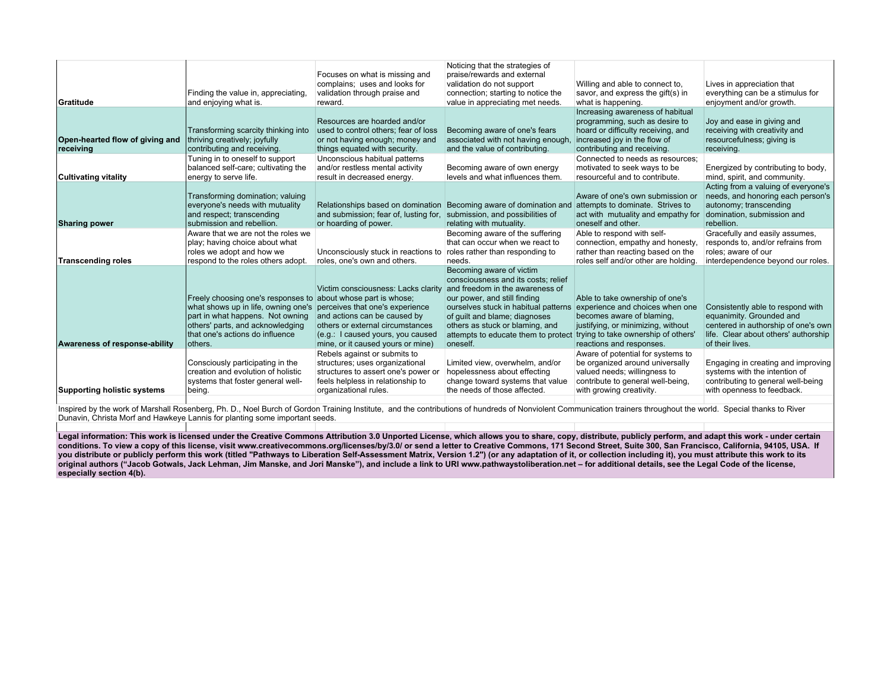| | | | | | |
|---|---|---|---|---|---|
| **Gratitude** | Finding the value in, appreciating, and enjoying what is. | Focuses on what is missing and complains; uses and looks for validation through praise and reward. | Noticing that the strategies of praise/rewards and external validation do not support connection; starting to notice the value in appreciating met needs. | Willing and able to connect to, savor, and express the gift(s) in what is happening. | Lives in appreciation that everything can be a stimulus for enjoyment and/or growth. |
| **Open-hearted flow of giving and receiving** | Transforming scarcity thinking into thriving creatively; joyfully contributing and receiving. | Resources are hoarded and/or used to control others; fear of loss or not having enough; money and things equated with security. | Becoming aware of one's fears associated with not having enough, and the value of contributing. | Increasing awareness of habitual programming, such as desire to hoard or difficulty receiving, and increased joy in the flow of contributing and receiving. | Joy and ease in giving and receiving with creativity and resourcefulness; giving is receiving. |
| **Cultivating vitality** | Tuning in to oneself to support balanced self-care; cultivating the energy to serve life. | Unconscious habitual patterns and/or restless mental activity result in decreased energy. | Becoming aware of own energy levels and what influences them. | Connected to needs as resources; motivated to seek ways to be resourceful and to contribute. | Energized by contributing to body, mind, spirit, and community. |
| **Sharing power** | Transforming domination; valuing everyone's needs with mutuality and respect; transcending submission and rebellion. | Relationships based on domination and submission; fear of, lusting for, or hoarding of power. | Becoming aware of domination and submission, and possibilities of relating with mutuality. | Aware of one's own submission or attempts to dominate. Strives to act with mutuality and empathy for oneself and other. | Acting from a valuing of everyone's needs, and honoring each person's autonomy; transcending domination, submission and rebellion. |
| **Transcending roles** | Aware that we are not the roles we play; having choice about what roles we adopt and how we respond to the roles others adopt. | Unconsciously stuck in reactions to roles, one's own and others. | Becoming aware of the suffering that can occur when we react to roles rather than responding to needs. | Able to respond with self-connection, empathy and honesty, rather than reacting based on the roles self and/or other are holding. | Gracefully and easily assumes, responds to, and/or refrains from roles; aware of our interdependence beyond our roles. |
| **Awareness of response-ability** | Freely choosing one's responses to what shows up in life, owning one's part in what happens. Not owning others' parts, and acknowledging that one's actions do influence others. | Victim consciousness: Lacks clarity about whose part is whose; perceives that one's experience and actions can be caused by others or external circumstances (e.g.: I caused yours, you caused mine, or it caused yours or mine) | Becoming aware of victim consciousness and its costs; relief and freedom in the awareness of our power, and still finding ourselves stuck in habitual patterns of guilt and blame; diagnoses others as stuck or blaming, and attempts to educate them to protect oneself. | Able to take ownership of one's experience and choices when one becomes aware of blaming, justifying, or minimizing, without trying to take ownership of others' reactions and responses. | Consistently able to respond with equanimity. Grounded and centered in authorship of one's own life. Clear about others' authorship of their lives. |
| **Supporting holistic systems** | Consciously participating in the creation and evolution of holistic systems that foster general well-being. | Rebels against or submits to structures; uses organizational structures to assert one's power or feels helpless in relationship to organizational rules. | Limited view, overwhelm, and/or hopelessness about effecting change toward systems that value the needs of those affected. | Aware of potential for systems to be organized around universally valued needs; willingness to contribute to general well-being, with growing creativity. | Engaging in creating and improving systems with the intention of contributing to general well-being with openness to feedback. |

Inspired by the work of Marshall Rosenberg, Ph. D., Noel Burch of Gordon Training Institute, and the contributions of hundreds of Nonviolent Communication trainers throughout the world. Special thanks to River Dunavin, Christa Morf and Hawkeye Lannis for planting some important seeds.

**Legal information: This work is licensed under the Creative Commons Attribution 3.0 Unported License, which allows you to share, copy, distribute, publicly perform, and adapt this work - under certain conditions. To view a copy of this license, visit www.creativecommons.org/licenses/by/3.0/ or send a letter to Creative Commons, 171 Second Street, Suite 300, San Francisco, California, 94105, USA. If you distribute or publicly perform this work (titled "Pathways to Liberation Self-Assessment Matrix, Version 1.2") (or any adaptation of it, or collection including it), you must attribute this work to its original authors ("Jacob Gotwals, Jack Lehman, Jim Manske, and Jori Manske"), and include a link to URI www.pathwaystoliberation.net – for additional details, see the Legal Code of the license, especially section 4(b).**